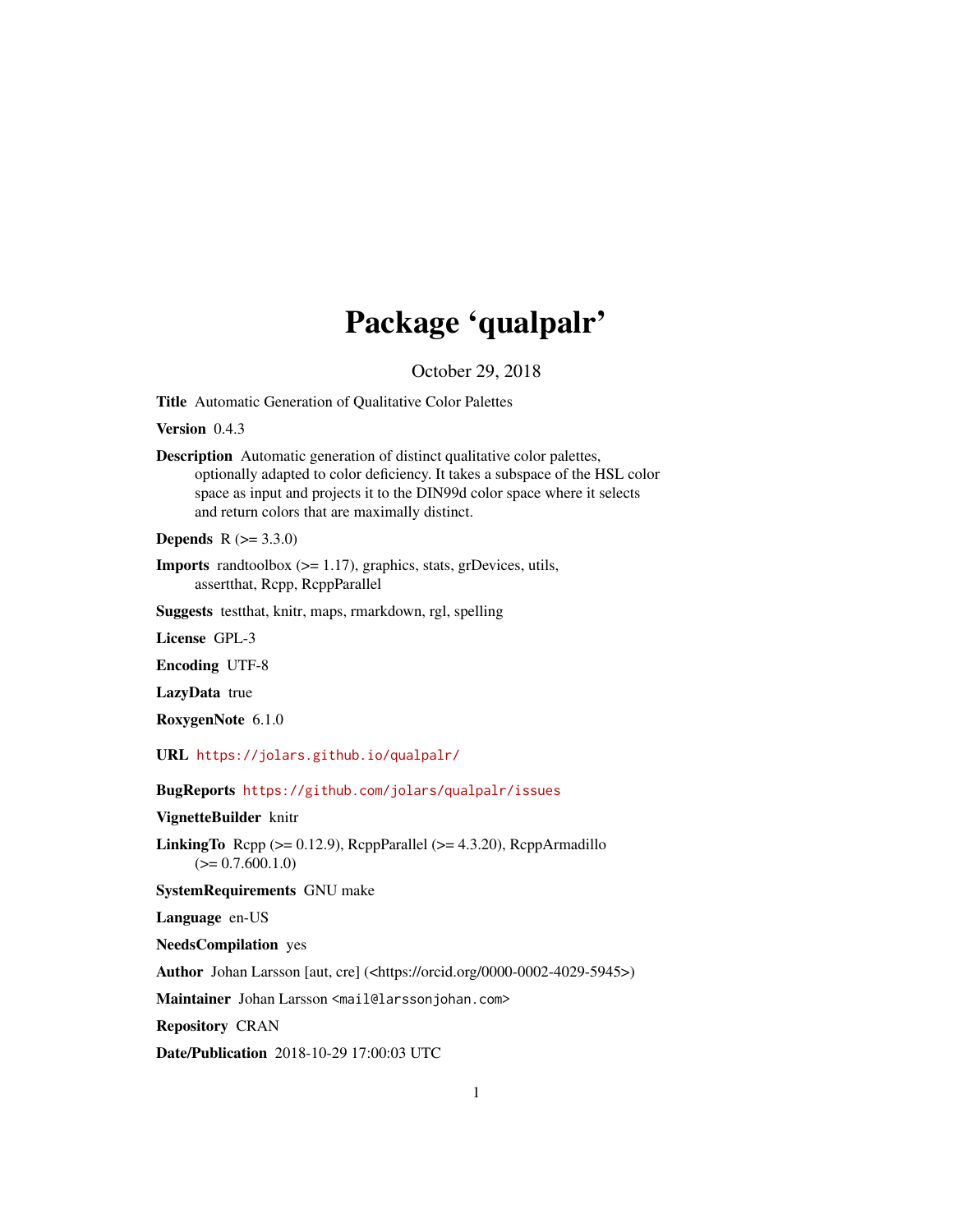# Package 'qualpalr'

October 29, 2018

**Title** Automatic Generation of Qualitative Color Palettes

**Version** 0.4.3

**Description** Automatic generation of distinct qualitative color palettes, optionally adapted to color deficiency. It takes a subspace of the HSL color space as input and projects it to the DIN99d color space where it selects and return colors that are maximally distinct.

**Depends** R (>= 3.3.0)

**Imports** randtoolbox (>= 1.17), graphics, stats, grDevices, utils, assertthat, Rcpp, RcppParallel

**Suggests** testthat, knitr, maps, rmarkdown, rgl, spelling

**License** GPL-3

**Encoding** UTF-8

**LazyData** true

**RoxygenNote** 6.1.0

**URL** https://jolars.github.io/qualpalr/

**BugReports** https://github.com/jolars/qualpalr/issues

**VignetteBuilder** knitr

**LinkingTo** Rcpp (>= 0.12.9), RcppParallel (>= 4.3.20), RcppArmadillo (>= 0.7.600.1.0)

**SystemRequirements** GNU make

**Language** en-US

**NeedsCompilation** yes

**Author** Johan Larsson [aut, cre] (<https://orcid.org/0000-0002-4029-5945>)

**Maintainer** Johan Larsson <mail@larssonjohan.com>

**Repository** CRAN

**Date/Publication** 2018-10-29 17:00:03 UTC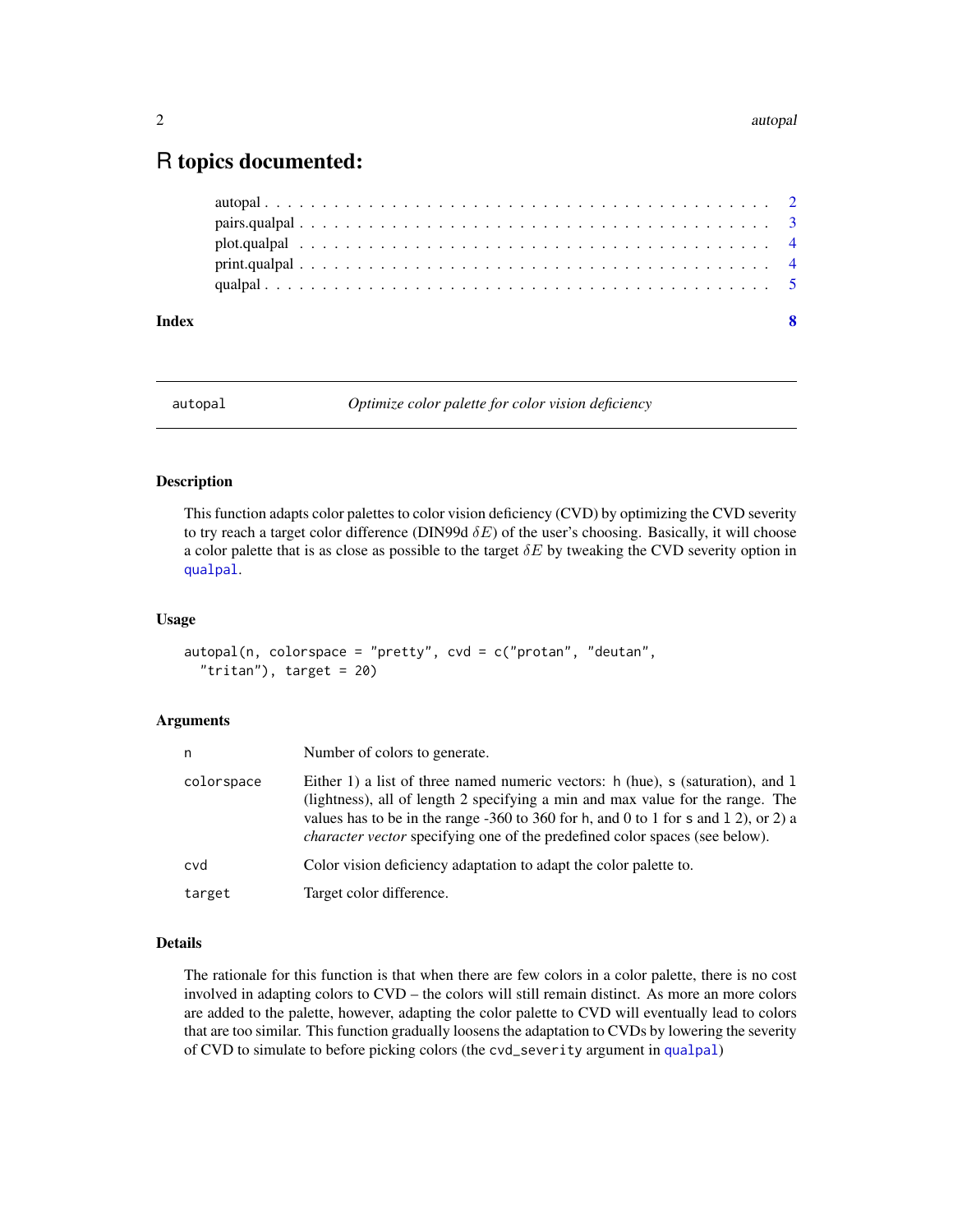# R topics documented:

autopal . . . . . . . . . . . . . . . . . . . . . . . . . . . . . . . . . . . . . . . . . . . . 2
pairs.qualpal . . . . . . . . . . . . . . . . . . . . . . . . . . . . . . . . . . . . . . . . . 3
plot.qualpal . . . . . . . . . . . . . . . . . . . . . . . . . . . . . . . . . . . . . . . . . . 4
print.qualpal . . . . . . . . . . . . . . . . . . . . . . . . . . . . . . . . . . . . . . . . . 4
qualpal . . . . . . . . . . . . . . . . . . . . . . . . . . . . . . . . . . . . . . . . . . . . 5

**Index** **8**

---

autopal — *Optimize color palette for color vision deficiency*

---

### Description

This function adapts color palettes to color vision deficiency (CVD) by optimizing the CVD severity to try reach a target color difference (DIN99d $\delta E$) of the user's choosing. Basically, it will choose a color palette that is as close as possible to the target $\delta E$ by tweaking the CVD severity option in `qualpal`.

### Usage

```
autopal(n, colorspace = "pretty", cvd = c("protan", "deutan",
  "tritan"), target = 20)
```

### Arguments

| | |
|---|---|
| n | Number of colors to generate. |
| colorspace | Either 1) a list of three named numeric vectors: h (hue), s (saturation), and l (lightness), all of length 2 specifying a min and max value for the range. The values has to be in the range -360 to 360 for h, and 0 to 1 for s and l 2), or 2) a *character vector* specifying one of the predefined color spaces (see below). |
| cvd | Color vision deficiency adaptation to adapt the color palette to. |
| target | Target color difference. |

### Details

The rationale for this function is that when there are few colors in a color palette, there is no cost involved in adapting colors to CVD – the colors will still remain distinct. As more an more colors are added to the palette, however, adapting the color palette to CVD will eventually lead to colors that are too similar. This function gradually loosens the adaptation to CVDs by lowering the severity of CVD to simulate to before picking colors (the `cvd_severity` argument in `qualpal`)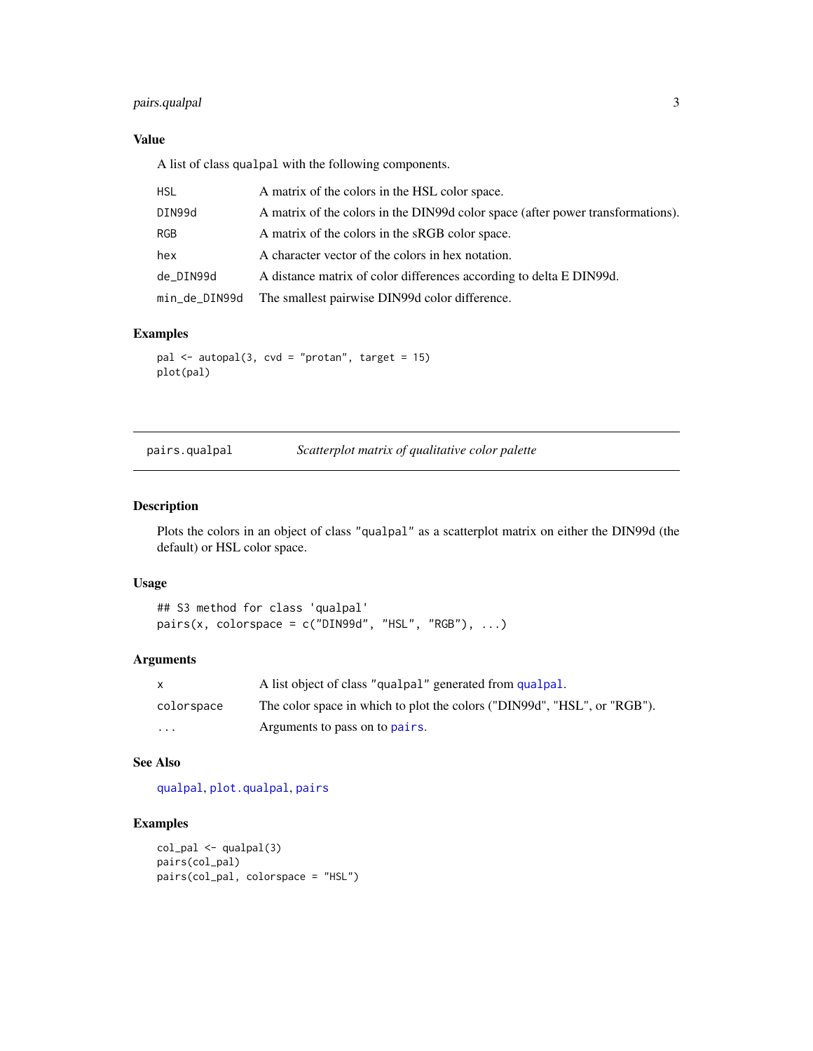### Value

A list of class `qualpal` with the following components.

| | |
|---|---|
| `HSL` | A matrix of the colors in the HSL color space. |
| `DIN99d` | A matrix of the colors in the DIN99d color space (after power transformations). |
| `RGB` | A matrix of the colors in the sRGB color space. |
| `hex` | A character vector of the colors in hex notation. |
| `de_DIN99d` | A distance matrix of color differences according to delta E DIN99d. |
| `min_de_DIN99d` | The smallest pairwise DIN99d color difference. |

### Examples

```
pal <- autopal(3, cvd = "protan", target = 15)
plot(pal)
```

---

## pairs.qualpal — *Scatterplot matrix of qualitative color palette*

### Description

Plots the colors in an object of class `"qualpal"` as a scatterplot matrix on either the DIN99d (the default) or HSL color space.

### Usage

```
## S3 method for class 'qualpal'
pairs(x, colorspace = c("DIN99d", "HSL", "RGB"), ...)
```

### Arguments

| | |
|---|---|
| `x` | A list object of class `"qualpal"` generated from `qualpal`. |
| `colorspace` | The color space in which to plot the colors ("DIN99d", "HSL", or "RGB"). |
| `...` | Arguments to pass on to `pairs`. |

### See Also

`qualpal`, `plot.qualpal`, `pairs`

### Examples

```
col_pal <- qualpal(3)
pairs(col_pal)
pairs(col_pal, colorspace = "HSL")
```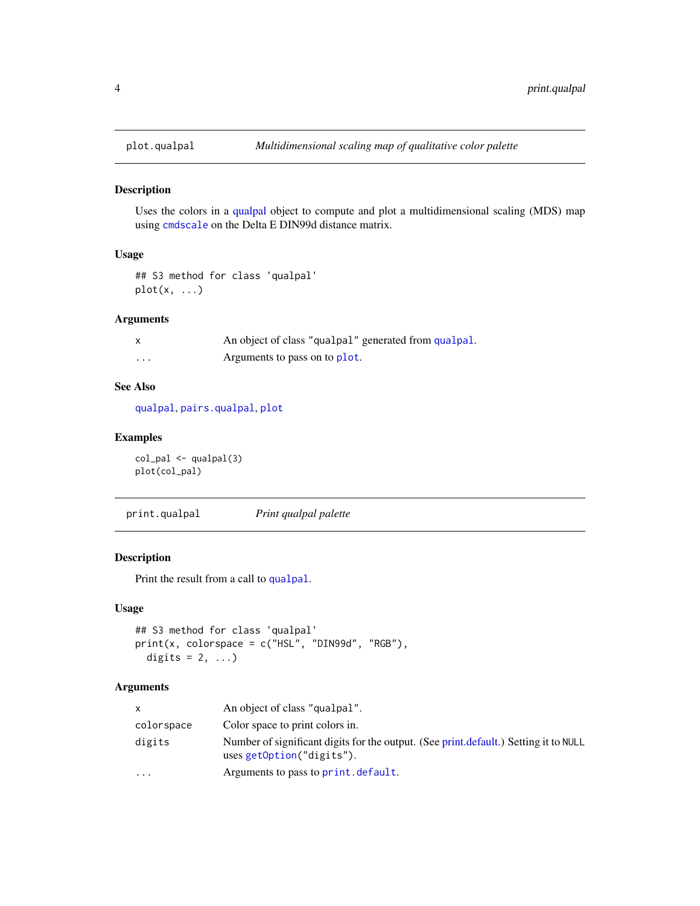## plot.qualpal — *Multidimensional scaling map of qualitative color palette*

### Description

Uses the colors in a qualpal object to compute and plot a multidimensional scaling (MDS) map using `cmdscale` on the Delta E DIN99d distance matrix.

### Usage

```
## S3 method for class 'qualpal'
plot(x, ...)
```

### Arguments

| | |
|---|---|
| `x` | An object of class `"qualpal"` generated from `qualpal`. |
| `...` | Arguments to pass on to `plot`. |

### See Also

`qualpal`, `pairs.qualpal`, `plot`

### Examples

```
col_pal <- qualpal(3)
plot(col_pal)
```

## print.qualpal — *Print qualpal palette*

### Description

Print the result from a call to `qualpal`.

### Usage

```
## S3 method for class 'qualpal'
print(x, colorspace = c("HSL", "DIN99d", "RGB"),
  digits = 2, ...)
```

### Arguments

| | |
|---|---|
| `x` | An object of class `"qualpal"`. |
| `colorspace` | Color space to print colors in. |
| `digits` | Number of significant digits for the output. (See print.default.) Setting it to `NULL` uses `getOption("digits")`. |
| `...` | Arguments to pass to `print.default`. |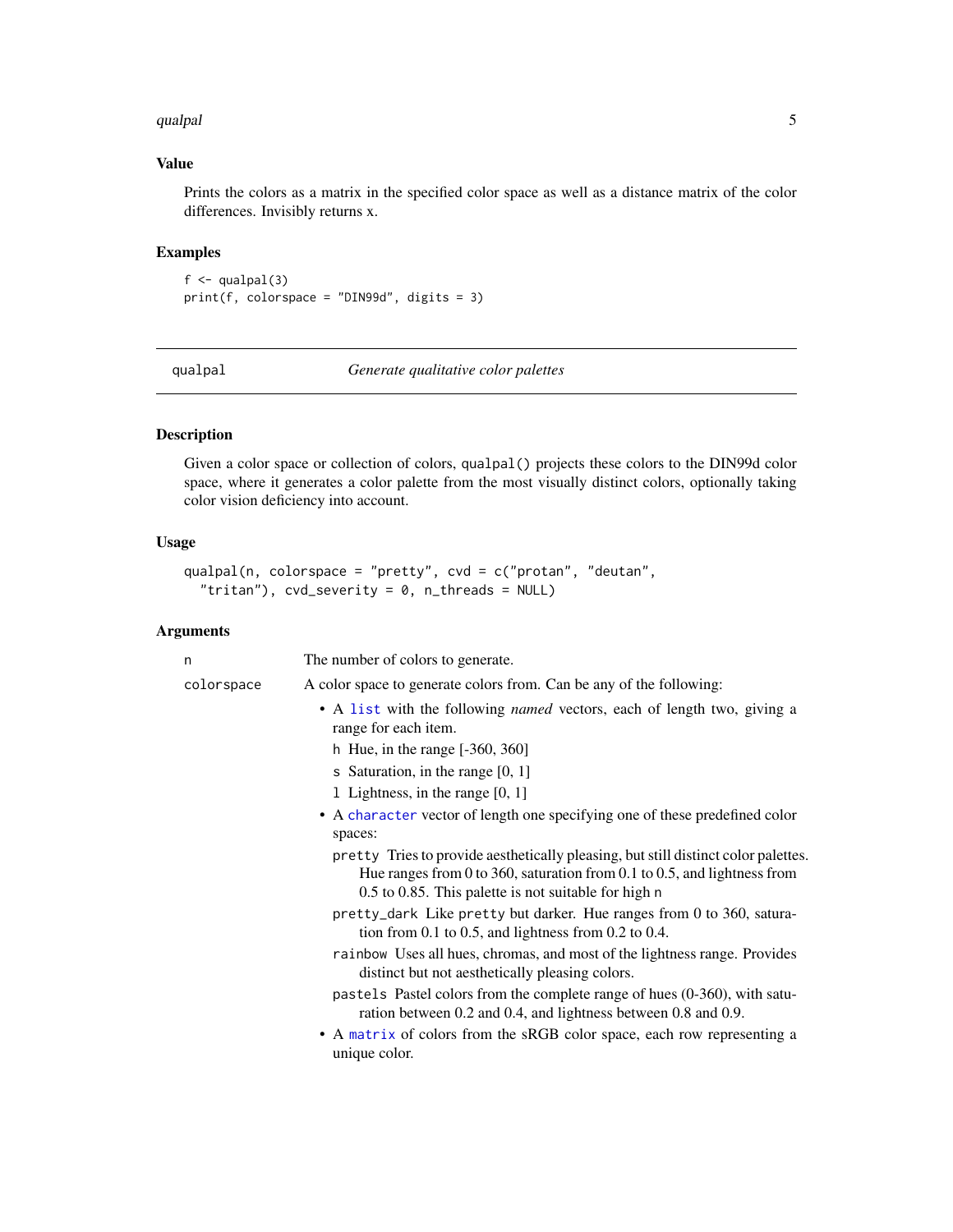### Value

Prints the colors as a matrix in the specified color space as well as a distance matrix of the color differences. Invisibly returns x.

### Examples

```
f <- qualpal(3)
print(f, colorspace = "DIN99d", digits = 3)
```

---

## qualpal — *Generate qualitative color palettes*

---

### Description

Given a color space or collection of colors, `qualpal()` projects these colors to the DIN99d color space, where it generates a color palette from the most visually distinct colors, optionally taking color vision deficiency into account.

### Usage

```
qualpal(n, colorspace = "pretty", cvd = c("protan", "deutan",
  "tritan"), cvd_severity = 0, n_threads = NULL)
```

### Arguments

`n` The number of colors to generate.

`colorspace` A color space to generate colors from. Can be any of the following:

- A `list` with the following *named* vectors, each of length two, giving a range for each item.
  - `h` Hue, in the range [-360, 360]
  - `s` Saturation, in the range [0, 1]
  - `l` Lightness, in the range [0, 1]
- A `character` vector of length one specifying one of these predefined color spaces:
  - `pretty` Tries to provide aesthetically pleasing, but still distinct color palettes. Hue ranges from 0 to 360, saturation from 0.1 to 0.5, and lightness from 0.5 to 0.85. This palette is not suitable for high `n`
  - `pretty_dark` Like `pretty` but darker. Hue ranges from 0 to 360, saturation from 0.1 to 0.5, and lightness from 0.2 to 0.4.
  - `rainbow` Uses all hues, chromas, and most of the lightness range. Provides distinct but not aesthetically pleasing colors.
  - `pastels` Pastel colors from the complete range of hues (0-360), with saturation between 0.2 and 0.4, and lightness between 0.8 and 0.9.
- A `matrix` of colors from the sRGB color space, each row representing a unique color.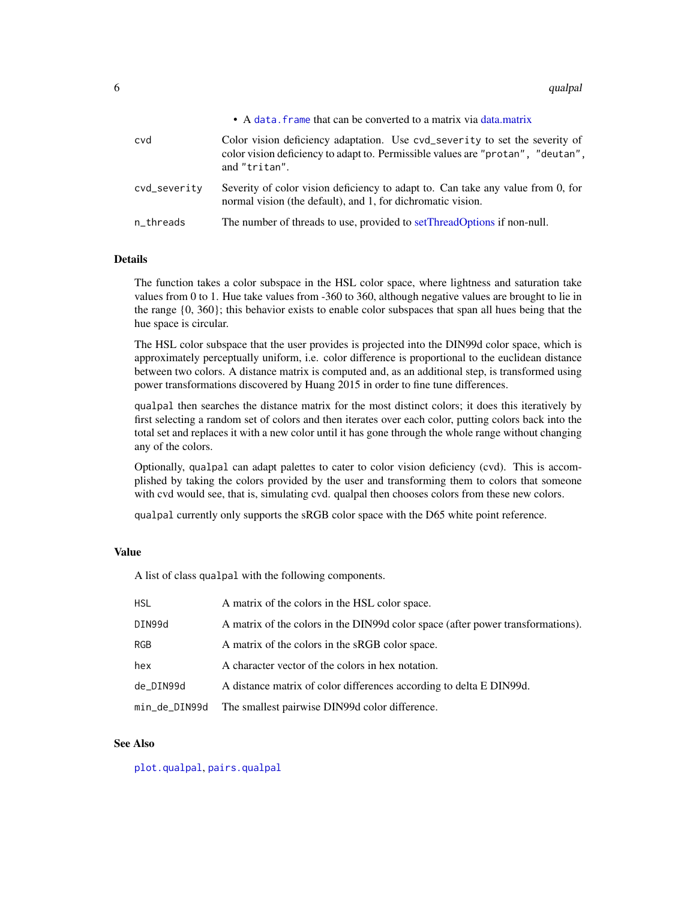- A `data.frame` that can be converted to a matrix via data.matrix

| | |
|---|---|
| `cvd` | Color vision deficiency adaptation. Use `cvd_severity` to set the severity of color vision deficiency to adapt to. Permissible values are `"protan"`, `"deutan"`, and `"tritan"`. |
| `cvd_severity` | Severity of color vision deficiency to adapt to. Can take any value from 0, for normal vision (the default), and 1, for dichromatic vision. |
| `n_threads` | The number of threads to use, provided to setThreadOptions if non-null. |

## Details

The function takes a color subspace in the HSL color space, where lightness and saturation take values from 0 to 1. Hue take values from -360 to 360, although negative values are brought to lie in the range {0, 360}; this behavior exists to enable color subspaces that span all hues being that the hue space is circular.

The HSL color subspace that the user provides is projected into the DIN99d color space, which is approximately perceptually uniform, i.e. color difference is proportional to the euclidean distance between two colors. A distance matrix is computed and, as an additional step, is transformed using power transformations discovered by Huang 2015 in order to fine tune differences.

`qualpal` then searches the distance matrix for the most distinct colors; it does this iteratively by first selecting a random set of colors and then iterates over each color, putting colors back into the total set and replaces it with a new color until it has gone through the whole range without changing any of the colors.

Optionally, `qualpal` can adapt palettes to cater to color vision deficiency (cvd). This is accomplished by taking the colors provided by the user and transforming them to colors that someone with cvd would see, that is, simulating cvd. qualpal then chooses colors from these new colors.

`qualpal` currently only supports the sRGB color space with the D65 white point reference.

## Value

A list of class `qualpal` with the following components.

| | |
|---|---|
| `HSL` | A matrix of the colors in the HSL color space. |
| `DIN99d` | A matrix of the colors in the DIN99d color space (after power transformations). |
| `RGB` | A matrix of the colors in the sRGB color space. |
| `hex` | A character vector of the colors in hex notation. |
| `de_DIN99d` | A distance matrix of color differences according to delta E DIN99d. |
| `min_de_DIN99d` | The smallest pairwise DIN99d color difference. |

## See Also

`plot.qualpal`, `pairs.qualpal`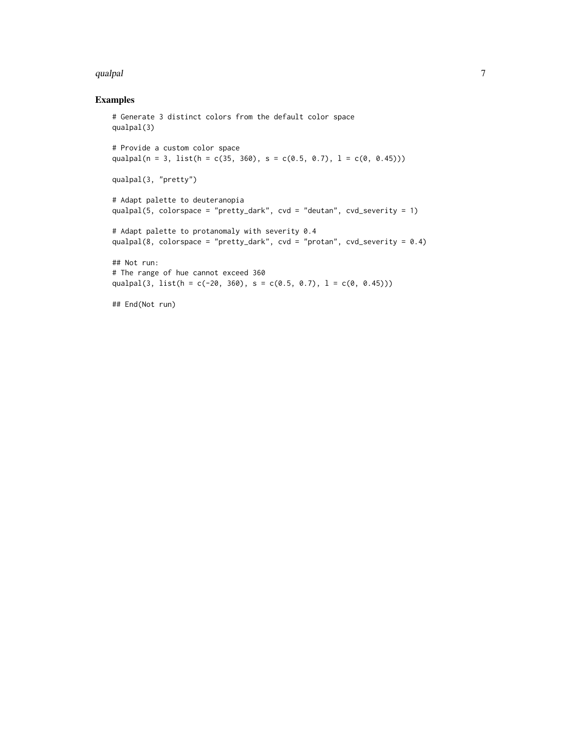## Examples

```
# Generate 3 distinct colors from the default color space
qualpal(3)

# Provide a custom color space
qualpal(n = 3, list(h = c(35, 360), s = c(0.5, 0.7), l = c(0, 0.45)))

qualpal(3, "pretty")

# Adapt palette to deuteranopia
qualpal(5, colorspace = "pretty_dark", cvd = "deutan", cvd_severity = 1)

# Adapt palette to protanomaly with severity 0.4
qualpal(8, colorspace = "pretty_dark", cvd = "protan", cvd_severity = 0.4)

## Not run:
# The range of hue cannot exceed 360
qualpal(3, list(h = c(-20, 360), s = c(0.5, 0.7), l = c(0, 0.45)))

## End(Not run)
```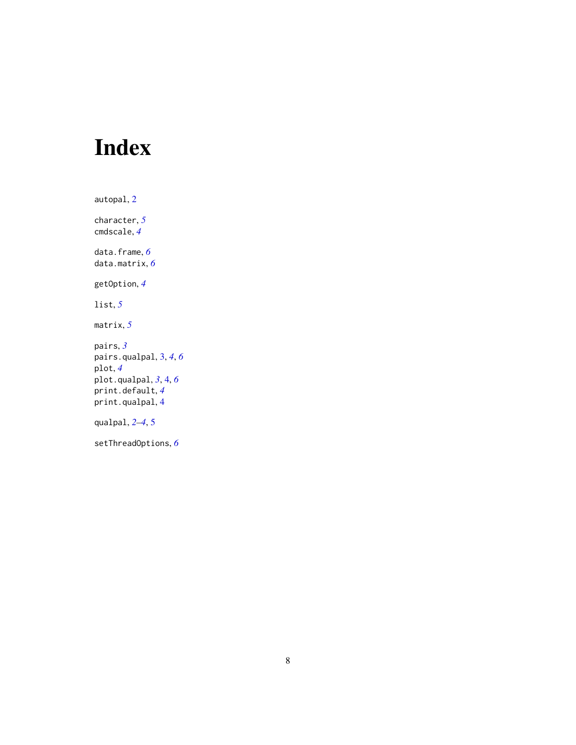# Index

autopal, 2

character, *5*
cmdscale, *4*

data.frame, *6*
data.matrix, *6*

getOption, *4*

list, *5*

matrix, *5*

pairs, *3*
pairs.qualpal, 3, *4*, *6*
plot, *4*
plot.qualpal, *3*, 4, *6*
print.default, *4*
print.qualpal, 4

qualpal, *2–4*, 5

setThreadOptions, *6*